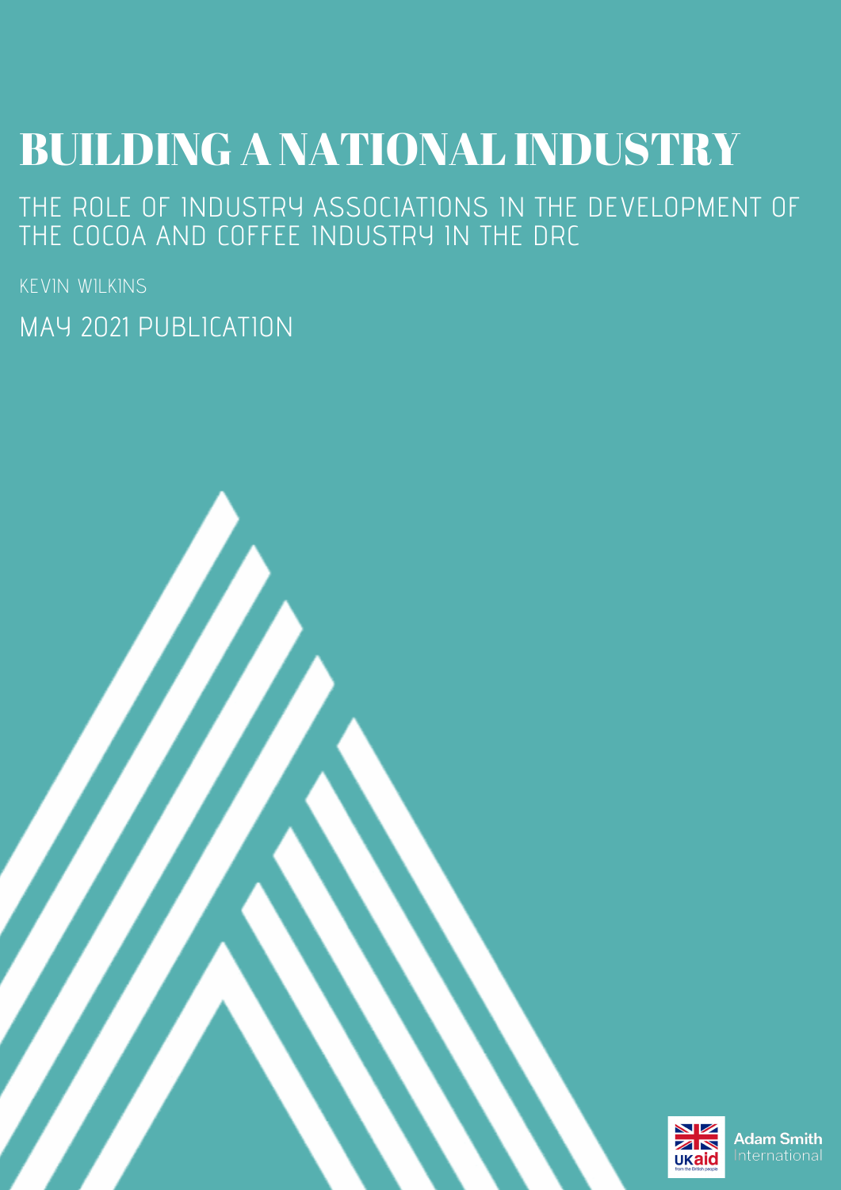# BUILDING A NATIONAL INDUSTRY

## THE ROLE OF INDUSTRY ASSOCIATIONS IN THE DEVELOPMENT OF THE COCOA AND COFFEE INDUSTRY IN THE DRC

KEVIN WILKINS

MAY 2021 PUBLICATION

UK aid from the British people

Adam Smith International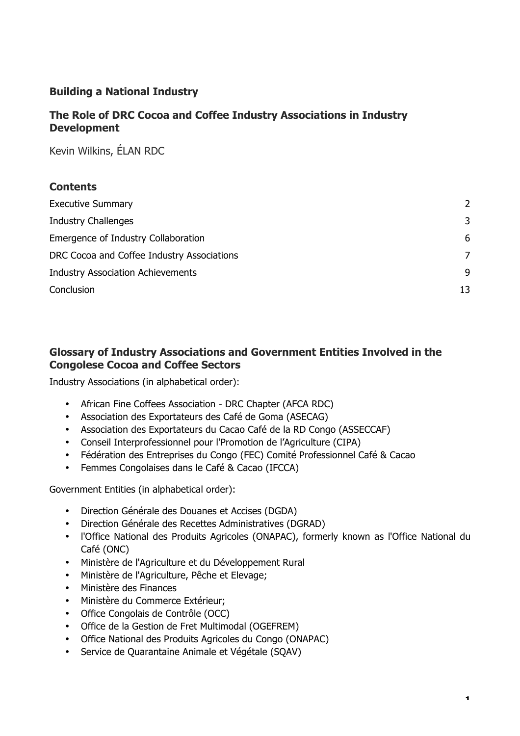# Building a National Industry

## The Role of DRC Cocoa and Coffee Industry Associations in Industry Development

Kevin Wilkins, ÉLAN RDC

## Contents

| | |
|---|---|
| Executive Summary | 2 |
| Industry Challenges | 3 |
| Emergence of Industry Collaboration | 6 |
| DRC Cocoa and Coffee Industry Associations | 7 |
| Industry Association Achievements | 9 |
| Conclusion | 13 |

## Glossary of Industry Associations and Government Entities Involved in the Congolese Cocoa and Coffee Sectors

Industry Associations (in alphabetical order):

- African Fine Coffees Association - DRC Chapter (AFCA RDC)
- Association des Exportateurs des Café de Goma (ASECAG)
- Association des Exportateurs du Cacao Café de la RD Congo (ASSECCAF)
- Conseil Interprofessionnel pour l'Promotion de l'Agriculture (CIPA)
- Fédération des Entreprises du Congo (FEC) Comité Professionnel Café & Cacao
- Femmes Congolaises dans le Café & Cacao (IFCCA)

Government Entities (in alphabetical order):

- Direction Générale des Douanes et Accises (DGDA)
- Direction Générale des Recettes Administratives (DGRAD)
- l'Office National des Produits Agricoles (ONAPAC), formerly known as l'Office National du Café (ONC)
- Ministère de l'Agriculture et du Développement Rural
- Ministère de l'Agriculture, Pêche et Elevage;
- Ministère des Finances
- Ministère du Commerce Extérieur;
- Office Congolais de Contrôle (OCC)
- Office de la Gestion de Fret Multimodal (OGEFREM)
- Office National des Produits Agricoles du Congo (ONAPAC)
- Service de Quarantaine Animale et Végétale (SQAV)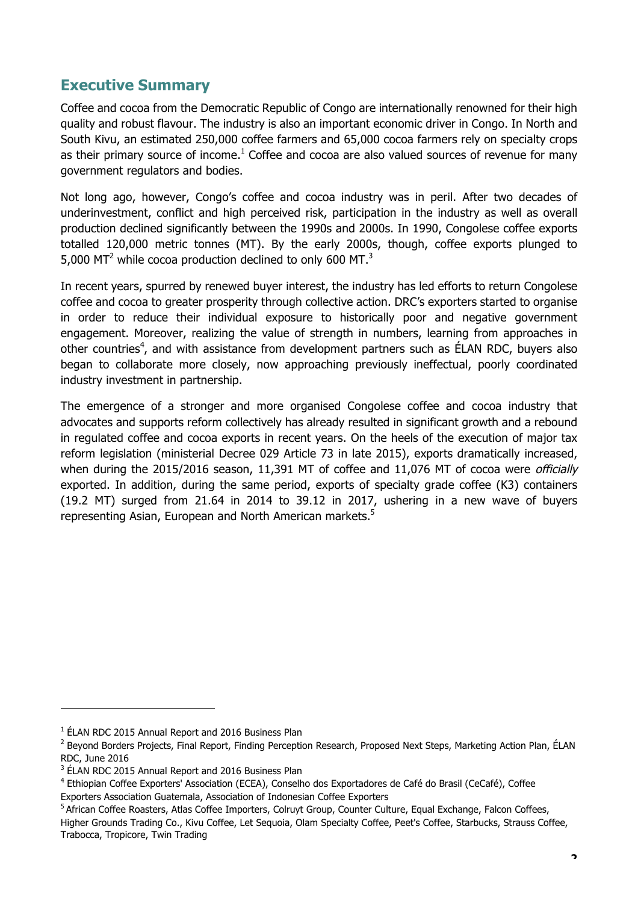## Executive Summary

Coffee and cocoa from the Democratic Republic of Congo are internationally renowned for their high quality and robust flavour. The industry is also an important economic driver in Congo. In North and South Kivu, an estimated 250,000 coffee farmers and 65,000 cocoa farmers rely on specialty crops as their primary source of income.[1] Coffee and cocoa are also valued sources of revenue for many government regulators and bodies.

Not long ago, however, Congo's coffee and cocoa industry was in peril. After two decades of underinvestment, conflict and high perceived risk, participation in the industry as well as overall production declined significantly between the 1990s and 2000s. In 1990, Congolese coffee exports totalled 120,000 metric tonnes (MT). By the early 2000s, though, coffee exports plunged to 5,000 MT[2] while cocoa production declined to only 600 MT.[3]

In recent years, spurred by renewed buyer interest, the industry has led efforts to return Congolese coffee and cocoa to greater prosperity through collective action. DRC's exporters started to organise in order to reduce their individual exposure to historically poor and negative government engagement. Moreover, realizing the value of strength in numbers, learning from approaches in other countries[4], and with assistance from development partners such as ÉLAN RDC, buyers also began to collaborate more closely, now approaching previously ineffectual, poorly coordinated industry investment in partnership.

The emergence of a stronger and more organised Congolese coffee and cocoa industry that advocates and supports reform collectively has already resulted in significant growth and a rebound in regulated coffee and cocoa exports in recent years. On the heels of the execution of major tax reform legislation (ministerial Decree 029 Article 73 in late 2015), exports dramatically increased, when during the 2015/2016 season, 11,391 MT of coffee and 11,076 MT of cocoa were *officially* exported. In addition, during the same period, exports of specialty grade coffee (K3) containers (19.2 MT) surged from 21.64 in 2014 to 39.12 in 2017, ushering in a new wave of buyers representing Asian, European and North American markets.[5]

---

[1] ÉLAN RDC 2015 Annual Report and 2016 Business Plan

[2] Beyond Borders Projects, Final Report, Finding Perception Research, Proposed Next Steps, Marketing Action Plan, ÉLAN RDC, June 2016

[3] ÉLAN RDC 2015 Annual Report and 2016 Business Plan

[4] Ethiopian Coffee Exporters' Association (ECEA), Conselho dos Exportadores de Café do Brasil (CeCafé), Coffee Exporters Association Guatemala, Association of Indonesian Coffee Exporters

[5] African Coffee Roasters, Atlas Coffee Importers, Colruyt Group, Counter Culture, Equal Exchange, Falcon Coffees, Higher Grounds Trading Co., Kivu Coffee, Let Sequoia, Olam Specialty Coffee, Peet's Coffee, Starbucks, Strauss Coffee, Trabocca, Tropicore, Twin Trading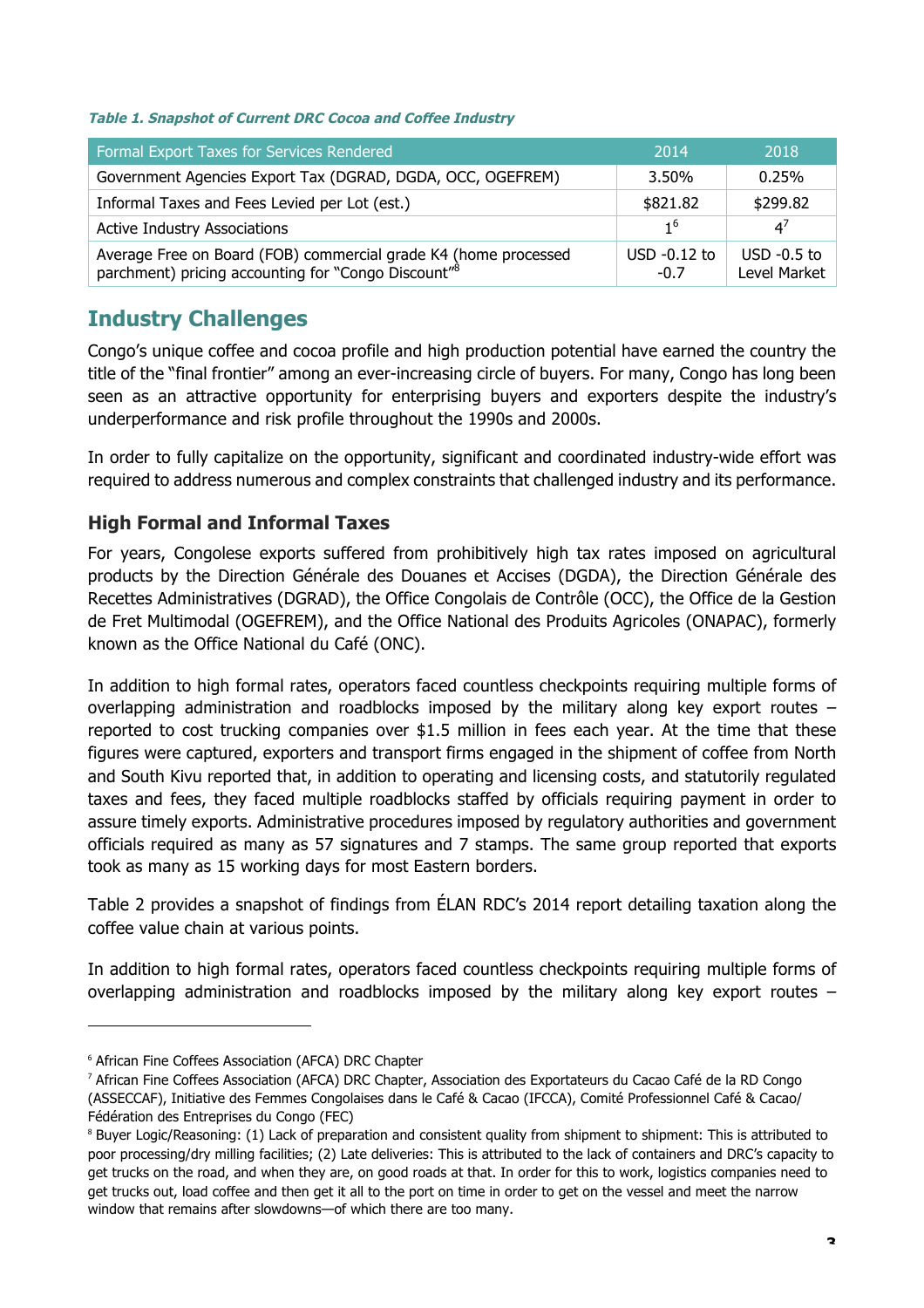*Table 1. Snapshot of Current DRC Cocoa and Coffee Industry*

| Formal Export Taxes for Services Rendered | 2014 | 2018 |
|---|---|---|
| Government Agencies Export Tax (DGRAD, DGDA, OCC, OGEFREM) | 3.50% | 0.25% |
| Informal Taxes and Fees Levied per Lot (est.) | $821.82 | $299.82 |
| Active Industry Associations | 1[6] | 4[7] |
| Average Free on Board (FOB) commercial grade K4 (home processed parchment) pricing accounting for "Congo Discount"[8] | USD -0.12 to -0.7 | USD -0.5 to Level Market |

## Industry Challenges

Congo's unique coffee and cocoa profile and high production potential have earned the country the title of the "final frontier" among an ever-increasing circle of buyers. For many, Congo has long been seen as an attractive opportunity for enterprising buyers and exporters despite the industry's underperformance and risk profile throughout the 1990s and 2000s.

In order to fully capitalize on the opportunity, significant and coordinated industry-wide effort was required to address numerous and complex constraints that challenged industry and its performance.

### High Formal and Informal Taxes

For years, Congolese exports suffered from prohibitively high tax rates imposed on agricultural products by the Direction Générale des Douanes et Accises (DGDA), the Direction Générale des Recettes Administratives (DGRAD), the Office Congolais de Contrôle (OCC), the Office de la Gestion de Fret Multimodal (OGEFREM), and the Office National des Produits Agricoles (ONAPAC), formerly known as the Office National du Café (ONC).

In addition to high formal rates, operators faced countless checkpoints requiring multiple forms of overlapping administration and roadblocks imposed by the military along key export routes – reported to cost trucking companies over $1.5 million in fees each year. At the time that these figures were captured, exporters and transport firms engaged in the shipment of coffee from North and South Kivu reported that, in addition to operating and licensing costs, and statutorily regulated taxes and fees, they faced multiple roadblocks staffed by officials requiring payment in order to assure timely exports. Administrative procedures imposed by regulatory authorities and government officials required as many as 57 signatures and 7 stamps. The same group reported that exports took as many as 15 working days for most Eastern borders.

Table 2 provides a snapshot of findings from ÉLAN RDC's 2014 report detailing taxation along the coffee value chain at various points.

In addition to high formal rates, operators faced countless checkpoints requiring multiple forms of overlapping administration and roadblocks imposed by the military along key export routes –

---

[6] African Fine Coffees Association (AFCA) DRC Chapter

[7] African Fine Coffees Association (AFCA) DRC Chapter, Association des Exportateurs du Cacao Café de la RD Congo (ASSECCAF), Initiative des Femmes Congolaises dans le Café & Cacao (IFCCA), Comité Professionnel Café & Cacao/ Fédération des Entreprises du Congo (FEC)

[8] Buyer Logic/Reasoning: (1) Lack of preparation and consistent quality from shipment to shipment: This is attributed to poor processing/dry milling facilities; (2) Late deliveries: This is attributed to the lack of containers and DRC's capacity to get trucks on the road, and when they are, on good roads at that. In order for this to work, logistics companies need to get trucks out, load coffee and then get it all to the port on time in order to get on the vessel and meet the narrow window that remains after slowdowns—of which there are too many.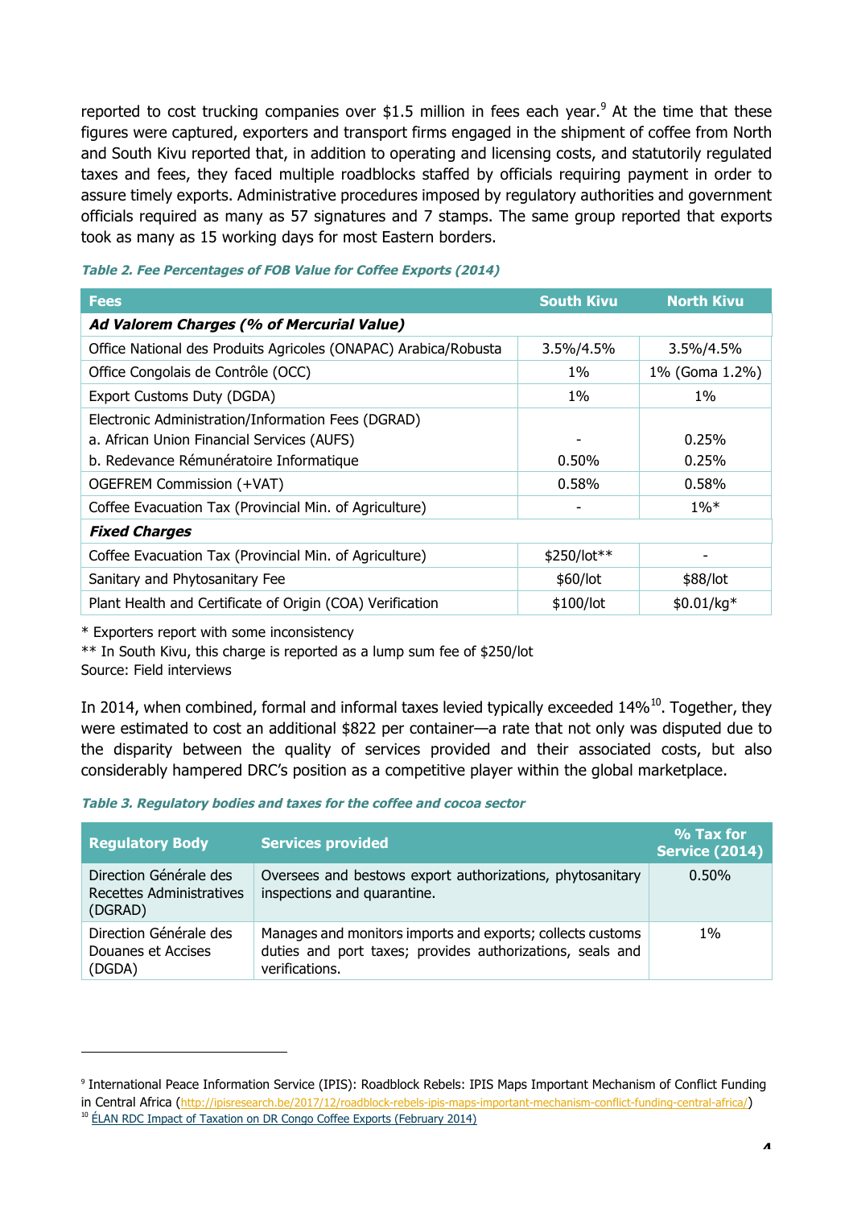reported to cost trucking companies over $1.5 million in fees each year.[9] At the time that these figures were captured, exporters and transport firms engaged in the shipment of coffee from North and South Kivu reported that, in addition to operating and licensing costs, and statutorily regulated taxes and fees, they faced multiple roadblocks staffed by officials requiring payment in order to assure timely exports. Administrative procedures imposed by regulatory authorities and government officials required as many as 57 signatures and 7 stamps. The same group reported that exports took as many as 15 working days for most Eastern borders.

***Table 2. Fee Percentages of FOB Value for Coffee Exports (2014)***

| Fees | South Kivu | North Kivu |
|---|---|---|
| ***Ad Valorem Charges (% of Mercurial Value)*** | | |
| Office National des Produits Agricoles (ONAPAC) Arabica/Robusta | 3.5%/4.5% | 3.5%/4.5% |
| Office Congolais de Contrôle (OCC) | 1% | 1% (Goma 1.2%) |
| Export Customs Duty (DGDA) | 1% | 1% |
| Electronic Administration/Information Fees (DGRAD) | | |
| a. African Union Financial Services (AUFS) | - | 0.25% |
| b. Redevance Rémunératoire Informatique | 0.50% | 0.25% |
| OGEFREM Commission (+VAT) | 0.58% | 0.58% |
| Coffee Evacuation Tax (Provincial Min. of Agriculture) | - | 1%* |
| ***Fixed Charges*** | | |
| Coffee Evacuation Tax (Provincial Min. of Agriculture) | $250/lot** | - |
| Sanitary and Phytosanitary Fee | $60/lot | $88/lot |
| Plant Health and Certificate of Origin (COA) Verification | $100/lot | $0.01/kg* |

\* Exporters report with some inconsistency
** In South Kivu, this charge is reported as a lump sum fee of $250/lot
Source: Field interviews

In 2014, when combined, formal and informal taxes levied typically exceeded 14%[10]. Together, they were estimated to cost an additional $822 per container—a rate that not only was disputed due to the disparity between the quality of services provided and their associated costs, but also considerably hampered DRC's position as a competitive player within the global marketplace.

***Table 3. Regulatory bodies and taxes for the coffee and cocoa sector***

| Regulatory Body | Services provided | % Tax for Service (2014) |
|---|---|---|
| Direction Générale des Recettes Administratives (DGRAD) | Oversees and bestows export authorizations, phytosanitary inspections and quarantine. | 0.50% |
| Direction Générale des Douanes et Accises (DGDA) | Manages and monitors imports and exports; collects customs duties and port taxes; provides authorizations, seals and verifications. | 1% |

[9] International Peace Information Service (IPIS): Roadblock Rebels: IPIS Maps Important Mechanism of Conflict Funding in Central Africa (http://ipisresearch.be/2017/12/roadblock-rebels-ipis-maps-important-mechanism-conflict-funding-central-africa/)
[10] ÉLAN RDC Impact of Taxation on DR Congo Coffee Exports (February 2014)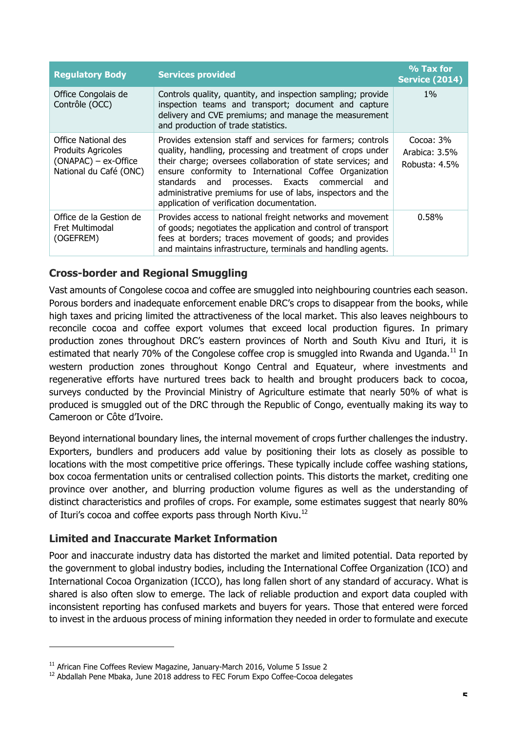| Regulatory Body | Services provided | % Tax for Service (2014) |
|---|---|---|
| Office Congolais de Contrôle (OCC) | Controls quality, quantity, and inspection sampling; provide inspection teams and transport; document and capture delivery and CVE premiums; and manage the measurement and production of trade statistics. | 1% |
| Office National des Produits Agricoles (ONAPAC) – ex-Office National du Café (ONC) | Provides extension staff and services for farmers; controls quality, handling, processing and treatment of crops under their charge; oversees collaboration of state services; and ensure conformity to International Coffee Organization standards and processes. Exacts commercial and administrative premiums for use of labs, inspectors and the application of verification documentation. | Cocoa: 3%<br>Arabica: 3.5%<br>Robusta: 4.5% |
| Office de la Gestion de Fret Multimodal (OGEFREM) | Provides access to national freight networks and movement of goods; negotiates the application and control of transport fees at borders; traces movement of goods; and provides and maintains infrastructure, terminals and handling agents. | 0.58% |

### Cross-border and Regional Smuggling

Vast amounts of Congolese cocoa and coffee are smuggled into neighbouring countries each season. Porous borders and inadequate enforcement enable DRC's crops to disappear from the books, while high taxes and pricing limited the attractiveness of the local market. This also leaves neighbours to reconcile cocoa and coffee export volumes that exceed local production figures. In primary production zones throughout DRC's eastern provinces of North and South Kivu and Ituri, it is estimated that nearly 70% of the Congolese coffee crop is smuggled into Rwanda and Uganda.[11] In western production zones throughout Kongo Central and Equateur, where investments and regenerative efforts have nurtured trees back to health and brought producers back to cocoa, surveys conducted by the Provincial Ministry of Agriculture estimate that nearly 50% of what is produced is smuggled out of the DRC through the Republic of Congo, eventually making its way to Cameroon or Côte d'Ivoire.

Beyond international boundary lines, the internal movement of crops further challenges the industry. Exporters, bundlers and producers add value by positioning their lots as closely as possible to locations with the most competitive price offerings. These typically include coffee washing stations, box cocoa fermentation units or centralised collection points. This distorts the market, crediting one province over another, and blurring production volume figures as well as the understanding of distinct characteristics and profiles of crops. For example, some estimates suggest that nearly 80% of Ituri's cocoa and coffee exports pass through North Kivu.[12]

### Limited and Inaccurate Market Information

Poor and inaccurate industry data has distorted the market and limited potential. Data reported by the government to global industry bodies, including the International Coffee Organization (ICO) and International Cocoa Organization (ICCO), has long fallen short of any standard of accuracy. What is shared is also often slow to emerge. The lack of reliable production and export data coupled with inconsistent reporting has confused markets and buyers for years. Those that entered were forced to invest in the arduous process of mining information they needed in order to formulate and execute

---

[11] African Fine Coffees Review Magazine, January-March 2016, Volume 5 Issue 2

[12] Abdallah Pene Mbaka, June 2018 address to FEC Forum Expo Coffee-Cocoa delegates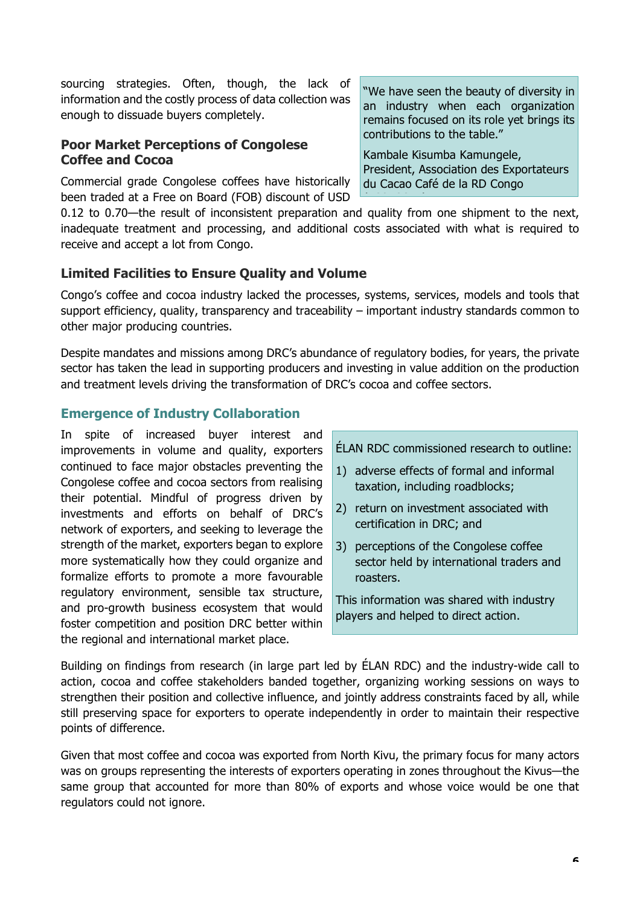sourcing strategies. Often, though, the lack of information and the costly process of data collection was enough to dissuade buyers completely.

> "We have seen the beauty of diversity in an industry when each organization remains focused on its role yet brings its contributions to the table."
>
> Kambale Kisumba Kamungele, President, Association des Exportateurs du Cacao Café de la RD Congo

### Poor Market Perceptions of Congolese Coffee and Cocoa

Commercial grade Congolese coffees have historically been traded at a Free on Board (FOB) discount of USD 0.12 to 0.70—the result of inconsistent preparation and quality from one shipment to the next, inadequate treatment and processing, and additional costs associated with what is required to receive and accept a lot from Congo.

### Limited Facilities to Ensure Quality and Volume

Congo's coffee and cocoa industry lacked the processes, systems, services, models and tools that support efficiency, quality, transparency and traceability – important industry standards common to other major producing countries.

Despite mandates and missions among DRC's abundance of regulatory bodies, for years, the private sector has taken the lead in supporting producers and investing in value addition on the production and treatment levels driving the transformation of DRC's cocoa and coffee sectors.

## Emergence of Industry Collaboration

In spite of increased buyer interest and improvements in volume and quality, exporters continued to face major obstacles preventing the Congolese coffee and cocoa sectors from realising their potential. Mindful of progress driven by investments and efforts on behalf of DRC's network of exporters, and seeking to leverage the strength of the market, exporters began to explore more systematically how they could organize and formalize efforts to promote a more favourable regulatory environment, sensible tax structure, and pro-growth business ecosystem that would foster competition and position DRC better within the regional and international market place.

> ÉLAN RDC commissioned research to outline:
>
> 1) adverse effects of formal and informal taxation, including roadblocks;
> 2) return on investment associated with certification in DRC; and
> 3) perceptions of the Congolese coffee sector held by international traders and roasters.
>
> This information was shared with industry players and helped to direct action.

Building on findings from research (in large part led by ÉLAN RDC) and the industry-wide call to action, cocoa and coffee stakeholders banded together, organizing working sessions on ways to strengthen their position and collective influence, and jointly address constraints faced by all, while still preserving space for exporters to operate independently in order to maintain their respective points of difference.

Given that most coffee and cocoa was exported from North Kivu, the primary focus for many actors was on groups representing the interests of exporters operating in zones throughout the Kivus—the same group that accounted for more than 80% of exports and whose voice would be one that regulators could not ignore.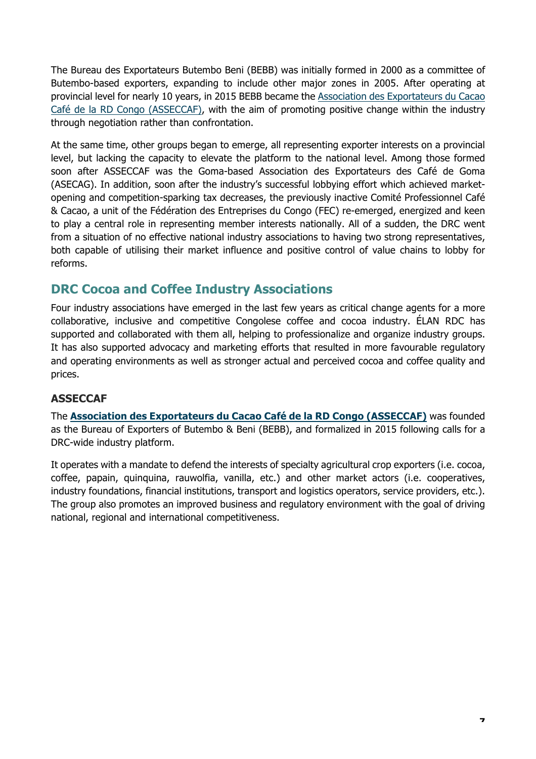The Bureau des Exportateurs Butembo Beni (BEBB) was initially formed in 2000 as a committee of Butembo-based exporters, expanding to include other major zones in 2005. After operating at provincial level for nearly 10 years, in 2015 BEBB became the Association des Exportateurs du Cacao Café de la RD Congo (ASSECCAF), with the aim of promoting positive change within the industry through negotiation rather than confrontation.

At the same time, other groups began to emerge, all representing exporter interests on a provincial level, but lacking the capacity to elevate the platform to the national level. Among those formed soon after ASSECCAF was the Goma-based Association des Exportateurs des Café de Goma (ASECAG). In addition, soon after the industry's successful lobbying effort which achieved market-opening and competition-sparking tax decreases, the previously inactive Comité Professionnel Café & Cacao, a unit of the Fédération des Entreprises du Congo (FEC) re-emerged, energized and keen to play a central role in representing member interests nationally. All of a sudden, the DRC went from a situation of no effective national industry associations to having two strong representatives, both capable of utilising their market influence and positive control of value chains to lobby for reforms.

## DRC Cocoa and Coffee Industry Associations

Four industry associations have emerged in the last few years as critical change agents for a more collaborative, inclusive and competitive Congolese coffee and cocoa industry. ÉLAN RDC has supported and collaborated with them all, helping to professionalize and organize industry groups. It has also supported advocacy and marketing efforts that resulted in more favourable regulatory and operating environments as well as stronger actual and perceived cocoa and coffee quality and prices.

### ASSECCAF

The **Association des Exportateurs du Cacao Café de la RD Congo (ASSECCAF)** was founded as the Bureau of Exporters of Butembo & Beni (BEBB), and formalized in 2015 following calls for a DRC-wide industry platform.

It operates with a mandate to defend the interests of specialty agricultural crop exporters (i.e. cocoa, coffee, papain, quinquina, rauwolfia, vanilla, etc.) and other market actors (i.e. cooperatives, industry foundations, financial institutions, transport and logistics operators, service providers, etc.). The group also promotes an improved business and regulatory environment with the goal of driving national, regional and international competitiveness.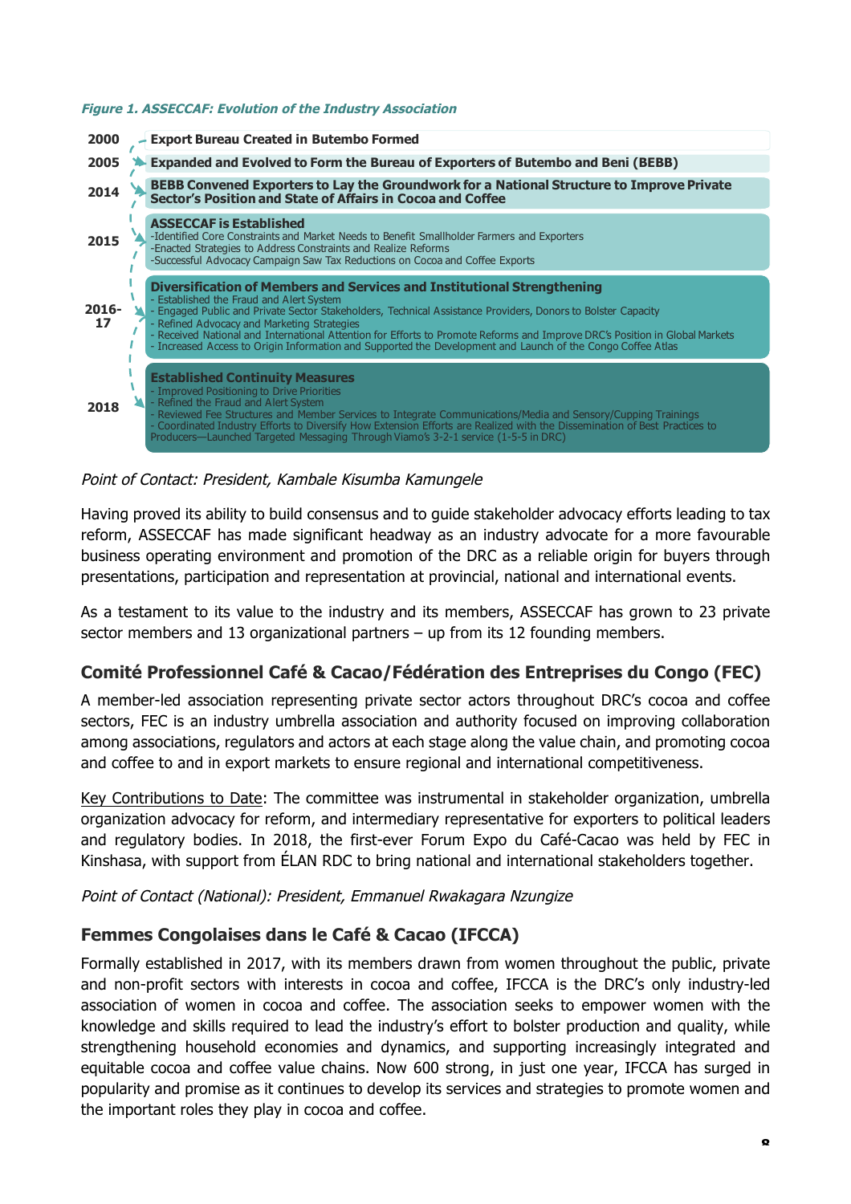*Figure 1. ASSECCAF: Evolution of the Industry Association*

| Year | Milestone |
|---|---|
| 2000 | **Export Bureau Created in Butembo Formed** |
| 2005 | **Expanded and Evolved to Form the Bureau of Exporters of Butembo and Beni (BEBB)** |
| 2014 | **BEBB Convened Exporters to Lay the Groundwork for a National Structure to Improve Private Sector's Position and State of Affairs in Cocoa and Coffee** |
| 2015 | **ASSECCAF is Established**<br>-Identified Core Constraints and Market Needs to Benefit Smallholder Farmers and Exporters<br>-Enacted Strategies to Address Constraints and Realize Reforms<br>-Successful Advocacy Campaign Saw Tax Reductions on Cocoa and Coffee Exports |
| 2016-17 | **Diversification of Members and Services and Institutional Strengthening**<br>- Established the Fraud and Alert System<br>- Engaged Public and Private Sector Stakeholders, Technical Assistance Providers, Donors to Bolster Capacity<br>- Refined Advocacy and Marketing Strategies<br>- Received National and International Attention for Efforts to Promote Reforms and Improve DRC's Position in Global Markets<br>- Increased Access to Origin Information and Supported the Development and Launch of the Congo Coffee Atlas |
| 2018 | **Established Continuity Measures**<br>- Improved Positioning to Drive Priorities<br>- Refined the Fraud and Alert System<br>- Reviewed Fee Structures and Member Services to Integrate Communications/Media and Sensory/Cupping Trainings<br>- Coordinated Industry Efforts to Diversify How Extension Efforts are Realized with the Dissemination of Best Practices to Producers—Launched Targeted Messaging Through Viamo's 3-2-1 service (1-5-5 in DRC) |

*Point of Contact: President, Kambale Kisumba Kamungele*

Having proved its ability to build consensus and to guide stakeholder advocacy efforts leading to tax reform, ASSECCAF has made significant headway as an industry advocate for a more favourable business operating environment and promotion of the DRC as a reliable origin for buyers through presentations, participation and representation at provincial, national and international events.

As a testament to its value to the industry and its members, ASSECCAF has grown to 23 private sector members and 13 organizational partners – up from its 12 founding members.

## Comité Professionnel Café & Cacao/Fédération des Entreprises du Congo (FEC)

A member-led association representing private sector actors throughout DRC's cocoa and coffee sectors, FEC is an industry umbrella association and authority focused on improving collaboration among associations, regulators and actors at each stage along the value chain, and promoting cocoa and coffee to and in export markets to ensure regional and international competitiveness.

Key Contributions to Date: The committee was instrumental in stakeholder organization, umbrella organization advocacy for reform, and intermediary representative for exporters to political leaders and regulatory bodies. In 2018, the first-ever Forum Expo du Café-Cacao was held by FEC in Kinshasa, with support from ÉLAN RDC to bring national and international stakeholders together.

*Point of Contact (National): President, Emmanuel Rwakagara Nzungize*

## Femmes Congolaises dans le Café & Cacao (IFCCA)

Formally established in 2017, with its members drawn from women throughout the public, private and non-profit sectors with interests in cocoa and coffee, IFCCA is the DRC's only industry-led association of women in cocoa and coffee. The association seeks to empower women with the knowledge and skills required to lead the industry's effort to bolster production and quality, while strengthening household economies and dynamics, and supporting increasingly integrated and equitable cocoa and coffee value chains. Now 600 strong, in just one year, IFCCA has surged in popularity and promise as it continues to develop its services and strategies to promote women and the important roles they play in cocoa and coffee.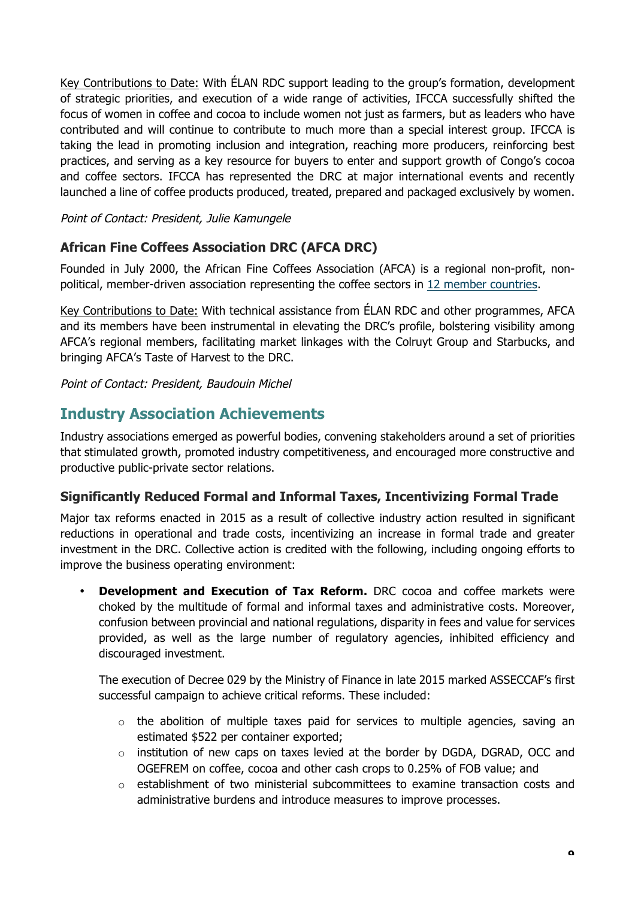Key Contributions to Date: With ÉLAN RDC support leading to the group's formation, development of strategic priorities, and execution of a wide range of activities, IFCCA successfully shifted the focus of women in coffee and cocoa to include women not just as farmers, but as leaders who have contributed and will continue to contribute to much more than a special interest group. IFCCA is taking the lead in promoting inclusion and integration, reaching more producers, reinforcing best practices, and serving as a key resource for buyers to enter and support growth of Congo's cocoa and coffee sectors. IFCCA has represented the DRC at major international events and recently launched a line of coffee products produced, treated, prepared and packaged exclusively by women.

*Point of Contact: President, Julie Kamungele*

### African Fine Coffees Association DRC (AFCA DRC)

Founded in July 2000, the African Fine Coffees Association (AFCA) is a regional non-profit, non-political, member-driven association representing the coffee sectors in 12 member countries.

Key Contributions to Date: With technical assistance from ÉLAN RDC and other programmes, AFCA and its members have been instrumental in elevating the DRC's profile, bolstering visibility among AFCA's regional members, facilitating market linkages with the Colruyt Group and Starbucks, and bringing AFCA's Taste of Harvest to the DRC.

*Point of Contact: President, Baudouin Michel*

## Industry Association Achievements

Industry associations emerged as powerful bodies, convening stakeholders around a set of priorities that stimulated growth, promoted industry competitiveness, and encouraged more constructive and productive public-private sector relations.

### Significantly Reduced Formal and Informal Taxes, Incentivizing Formal Trade

Major tax reforms enacted in 2015 as a result of collective industry action resulted in significant reductions in operational and trade costs, incentivizing an increase in formal trade and greater investment in the DRC. Collective action is credited with the following, including ongoing efforts to improve the business operating environment:

- **Development and Execution of Tax Reform.** DRC cocoa and coffee markets were choked by the multitude of formal and informal taxes and administrative costs. Moreover, confusion between provincial and national regulations, disparity in fees and value for services provided, as well as the large number of regulatory agencies, inhibited efficiency and discouraged investment.

  The execution of Decree 029 by the Ministry of Finance in late 2015 marked ASSECCAF's first successful campaign to achieve critical reforms. These included:

  - the abolition of multiple taxes paid for services to multiple agencies, saving an estimated $522 per container exported;
  - institution of new caps on taxes levied at the border by DGDA, DGRAD, OCC and OGEFREM on coffee, cocoa and other cash crops to 0.25% of FOB value; and
  - establishment of two ministerial subcommittees to examine transaction costs and administrative burdens and introduce measures to improve processes.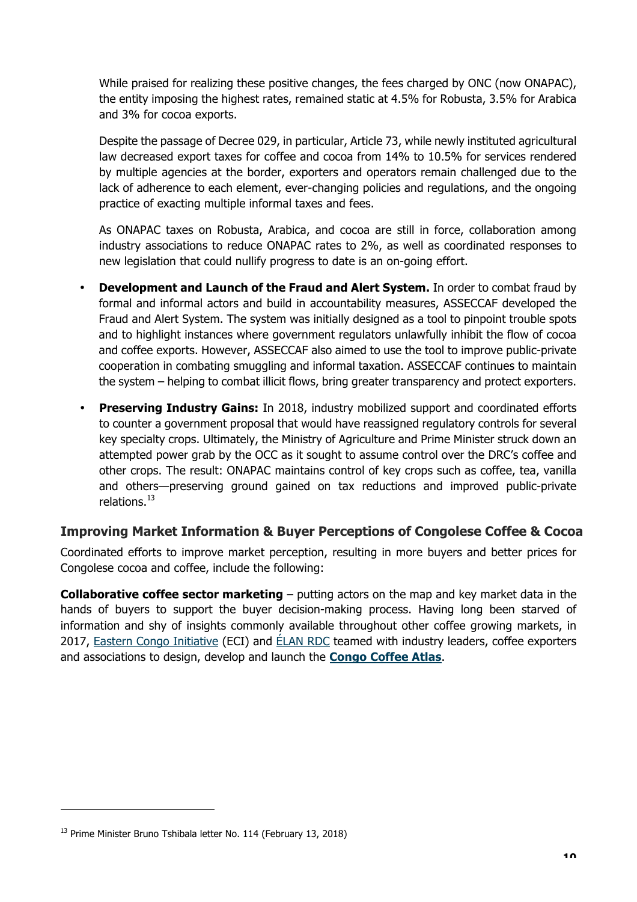While praised for realizing these positive changes, the fees charged by ONC (now ONAPAC), the entity imposing the highest rates, remained static at 4.5% for Robusta, 3.5% for Arabica and 3% for cocoa exports.

Despite the passage of Decree 029, in particular, Article 73, while newly instituted agricultural law decreased export taxes for coffee and cocoa from 14% to 10.5% for services rendered by multiple agencies at the border, exporters and operators remain challenged due to the lack of adherence to each element, ever-changing policies and regulations, and the ongoing practice of exacting multiple informal taxes and fees.

As ONAPAC taxes on Robusta, Arabica, and cocoa are still in force, collaboration among industry associations to reduce ONAPAC rates to 2%, as well as coordinated responses to new legislation that could nullify progress to date is an on-going effort.

- **Development and Launch of the Fraud and Alert System.** In order to combat fraud by formal and informal actors and build in accountability measures, ASSECCAF developed the Fraud and Alert System. The system was initially designed as a tool to pinpoint trouble spots and to highlight instances where government regulators unlawfully inhibit the flow of cocoa and coffee exports. However, ASSECCAF also aimed to use the tool to improve public-private cooperation in combating smuggling and informal taxation. ASSECCAF continues to maintain the system – helping to combat illicit flows, bring greater transparency and protect exporters.
- **Preserving Industry Gains:** In 2018, industry mobilized support and coordinated efforts to counter a government proposal that would have reassigned regulatory controls for several key specialty crops. Ultimately, the Ministry of Agriculture and Prime Minister struck down an attempted power grab by the OCC as it sought to assume control over the DRC's coffee and other crops. The result: ONAPAC maintains control of key crops such as coffee, tea, vanilla and others—preserving ground gained on tax reductions and improved public-private relations.[13]

## Improving Market Information & Buyer Perceptions of Congolese Coffee & Cocoa

Coordinated efforts to improve market perception, resulting in more buyers and better prices for Congolese cocoa and coffee, include the following:

**Collaborative coffee sector marketing** – putting actors on the map and key market data in the hands of buyers to support the buyer decision-making process. Having long been starved of information and shy of insights commonly available throughout other coffee growing markets, in 2017, Eastern Congo Initiative (ECI) and ÉLAN RDC teamed with industry leaders, coffee exporters and associations to design, develop and launch the **Congo Coffee Atlas**.

[13] Prime Minister Bruno Tshibala letter No. 114 (February 13, 2018)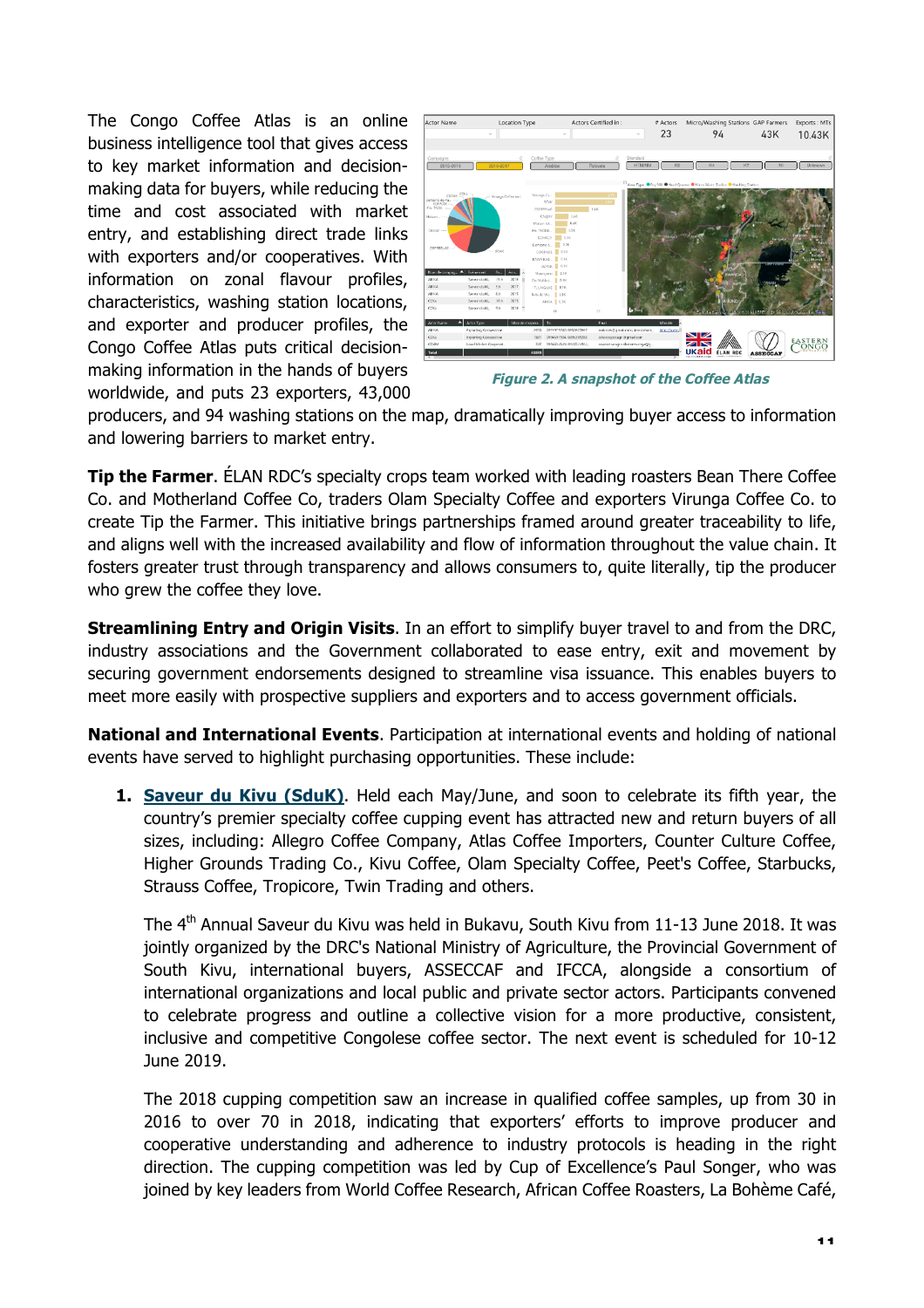The Congo Coffee Atlas is an online business intelligence tool that gives access to key market information and decision-making data for buyers, while reducing the time and cost associated with market entry, and establishing direct trade links with exporters and/or cooperatives. With information on zonal flavour profiles, characteristics, washing station locations, and exporter and producer profiles, the Congo Coffee Atlas puts critical decision-making information in the hands of buyers worldwide, and puts 23 exporters, 43,000 producers, and 94 washing stations on the map, dramatically improving buyer access to information and lowering barriers to market entry.

*Figure 2. A snapshot of the Coffee Atlas*

**Tip the Farmer**. ÉLAN RDC's specialty crops team worked with leading roasters Bean There Coffee Co. and Motherland Coffee Co, traders Olam Specialty Coffee and exporters Virunga Coffee Co. to create Tip the Farmer. This initiative brings partnerships framed around greater traceability to life, and aligns well with the increased availability and flow of information throughout the value chain. It fosters greater trust through transparency and allows consumers to, quite literally, tip the producer who grew the coffee they love.

**Streamlining Entry and Origin Visits**. In an effort to simplify buyer travel to and from the DRC, industry associations and the Government collaborated to ease entry, exit and movement by securing government endorsements designed to streamline visa issuance. This enables buyers to meet more easily with prospective suppliers and exporters and to access government officials.

**National and International Events**. Participation at international events and holding of national events have served to highlight purchasing opportunities. These include:

1. **Saveur du Kivu (SduK)**. Held each May/June, and soon to celebrate its fifth year, the country's premier specialty coffee cupping event has attracted new and return buyers of all sizes, including: Allegro Coffee Company, Atlas Coffee Importers, Counter Culture Coffee, Higher Grounds Trading Co., Kivu Coffee, Olam Specialty Coffee, Peet's Coffee, Starbucks, Strauss Coffee, Tropicore, Twin Trading and others.

   The 4th Annual Saveur du Kivu was held in Bukavu, South Kivu from 11-13 June 2018. It was jointly organized by the DRC's National Ministry of Agriculture, the Provincial Government of South Kivu, international buyers, ASSECCAF and IFCCA, alongside a consortium of international organizations and local public and private sector actors. Participants convened to celebrate progress and outline a collective vision for a more productive, consistent, inclusive and competitive Congolese coffee sector. The next event is scheduled for 10-12 June 2019.

   The 2018 cupping competition saw an increase in qualified coffee samples, up from 30 in 2016 to over 70 in 2018, indicating that exporters' efforts to improve producer and cooperative understanding and adherence to industry protocols is heading in the right direction. The cupping competition was led by Cup of Excellence's Paul Songer, who was joined by key leaders from World Coffee Research, African Coffee Roasters, La Bohème Café,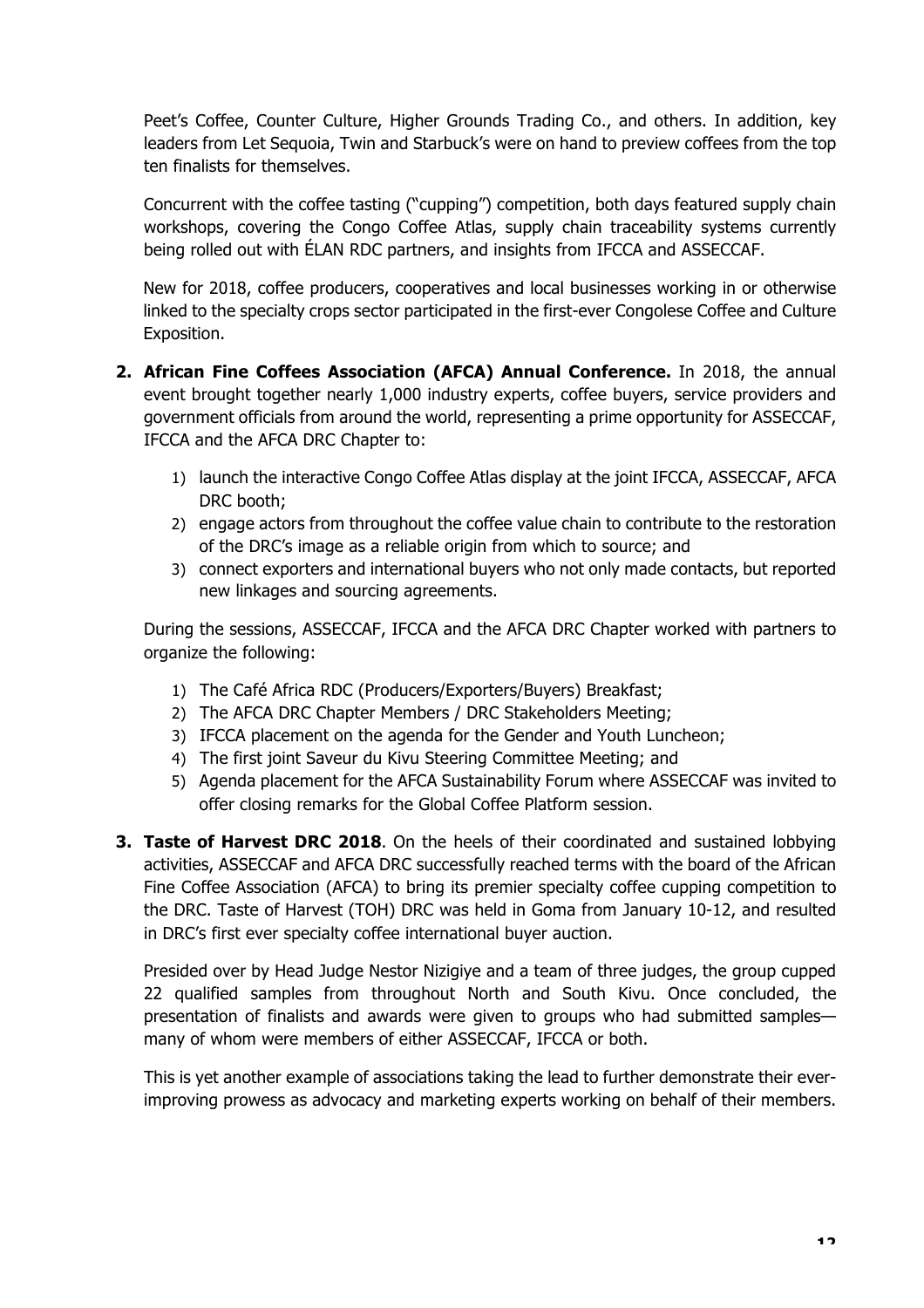Peet's Coffee, Counter Culture, Higher Grounds Trading Co., and others. In addition, key leaders from Let Sequoia, Twin and Starbuck's were on hand to preview coffees from the top ten finalists for themselves.

Concurrent with the coffee tasting ("cupping") competition, both days featured supply chain workshops, covering the Congo Coffee Atlas, supply chain traceability systems currently being rolled out with ÉLAN RDC partners, and insights from IFCCA and ASSECCAF.

New for 2018, coffee producers, cooperatives and local businesses working in or otherwise linked to the specialty crops sector participated in the first-ever Congolese Coffee and Culture Exposition.

2. **African Fine Coffees Association (AFCA) Annual Conference.** In 2018, the annual event brought together nearly 1,000 industry experts, coffee buyers, service providers and government officials from around the world, representing a prime opportunity for ASSECCAF, IFCCA and the AFCA DRC Chapter to:

    1) launch the interactive Congo Coffee Atlas display at the joint IFCCA, ASSECCAF, AFCA DRC booth;
    2) engage actors from throughout the coffee value chain to contribute to the restoration of the DRC's image as a reliable origin from which to source; and
    3) connect exporters and international buyers who not only made contacts, but reported new linkages and sourcing agreements.

    During the sessions, ASSECCAF, IFCCA and the AFCA DRC Chapter worked with partners to organize the following:

    1) The Café Africa RDC (Producers/Exporters/Buyers) Breakfast;
    2) The AFCA DRC Chapter Members / DRC Stakeholders Meeting;
    3) IFCCA placement on the agenda for the Gender and Youth Luncheon;
    4) The first joint Saveur du Kivu Steering Committee Meeting; and
    5) Agenda placement for the AFCA Sustainability Forum where ASSECCAF was invited to offer closing remarks for the Global Coffee Platform session.

3. **Taste of Harvest DRC 2018**. On the heels of their coordinated and sustained lobbying activities, ASSECCAF and AFCA DRC successfully reached terms with the board of the African Fine Coffee Association (AFCA) to bring its premier specialty coffee cupping competition to the DRC. Taste of Harvest (TOH) DRC was held in Goma from January 10-12, and resulted in DRC's first ever specialty coffee international buyer auction.

    Presided over by Head Judge Nestor Nizigiye and a team of three judges, the group cupped 22 qualified samples from throughout North and South Kivu. Once concluded, the presentation of finalists and awards were given to groups who had submitted samples—many of whom were members of either ASSECCAF, IFCCA or both.

    This is yet another example of associations taking the lead to further demonstrate their ever-improving prowess as advocacy and marketing experts working on behalf of their members.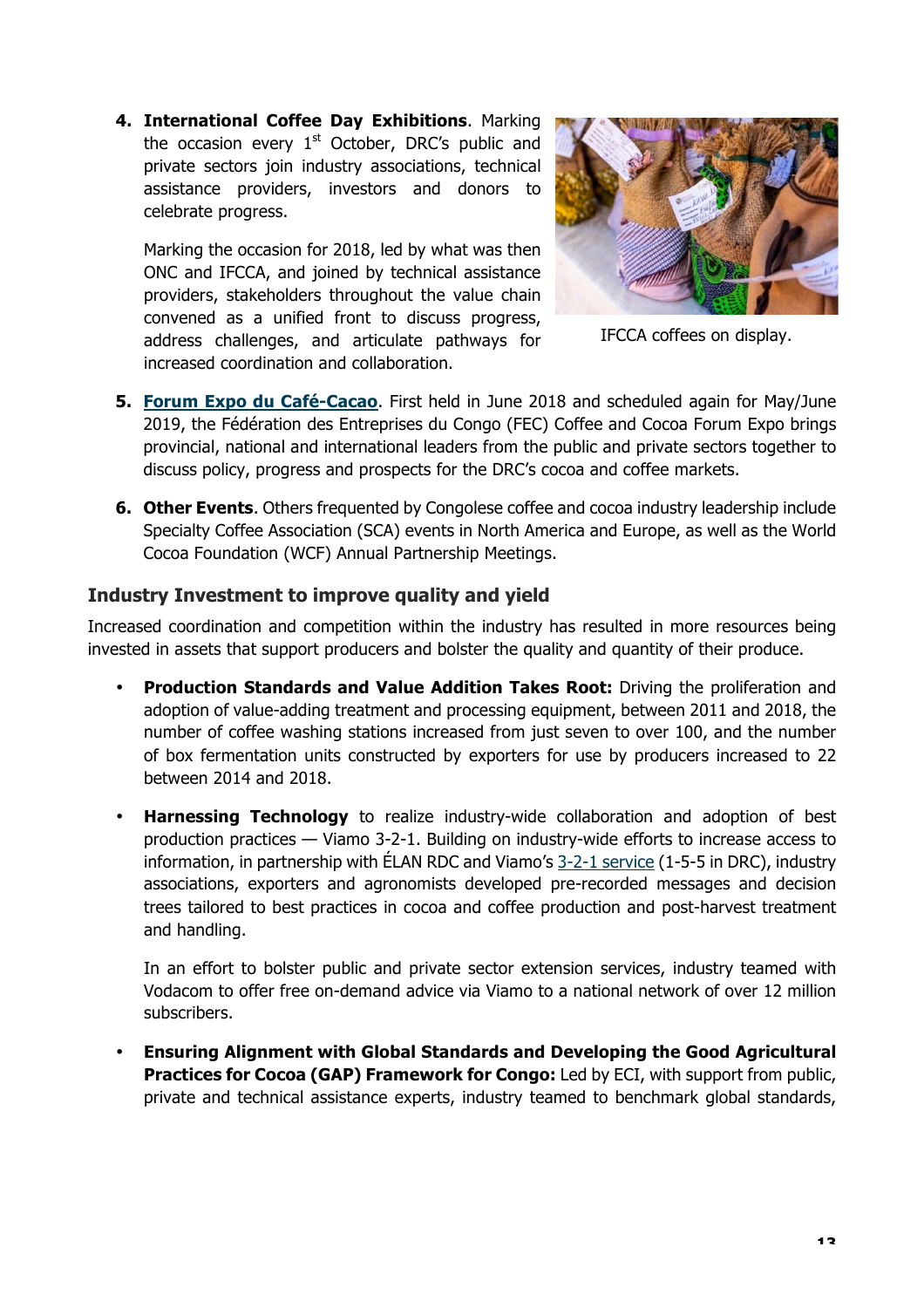4. **International Coffee Day Exhibitions**. Marking the occasion every 1st October, DRC's public and private sectors join industry associations, technical assistance providers, investors and donors to celebrate progress.

   Marking the occasion for 2018, led by what was then ONC and IFCCA, and joined by technical assistance providers, stakeholders throughout the value chain convened as a unified front to discuss progress, address challenges, and articulate pathways for increased coordination and collaboration.

IFCCA coffees on display.

5. **Forum Expo du Café-Cacao**. First held in June 2018 and scheduled again for May/June 2019, the Fédération des Entreprises du Congo (FEC) Coffee and Cocoa Forum Expo brings provincial, national and international leaders from the public and private sectors together to discuss policy, progress and prospects for the DRC's cocoa and coffee markets.

6. **Other Events**. Others frequented by Congolese coffee and cocoa industry leadership include Specialty Coffee Association (SCA) events in North America and Europe, as well as the World Cocoa Foundation (WCF) Annual Partnership Meetings.

### Industry Investment to improve quality and yield

Increased coordination and competition within the industry has resulted in more resources being invested in assets that support producers and bolster the quality and quantity of their produce.

- **Production Standards and Value Addition Takes Root:** Driving the proliferation and adoption of value-adding treatment and processing equipment, between 2011 and 2018, the number of coffee washing stations increased from just seven to over 100, and the number of box fermentation units constructed by exporters for use by producers increased to 22 between 2014 and 2018.

- **Harnessing Technology** to realize industry-wide collaboration and adoption of best production practices — Viamo 3-2-1. Building on industry-wide efforts to increase access to information, in partnership with ÉLAN RDC and Viamo's 3-2-1 service (1-5-5 in DRC), industry associations, exporters and agronomists developed pre-recorded messages and decision trees tailored to best practices in cocoa and coffee production and post-harvest treatment and handling.

  In an effort to bolster public and private sector extension services, industry teamed with Vodacom to offer free on-demand advice via Viamo to a national network of over 12 million subscribers.

- **Ensuring Alignment with Global Standards and Developing the Good Agricultural Practices for Cocoa (GAP) Framework for Congo:** Led by ECI, with support from public, private and technical assistance experts, industry teamed to benchmark global standards,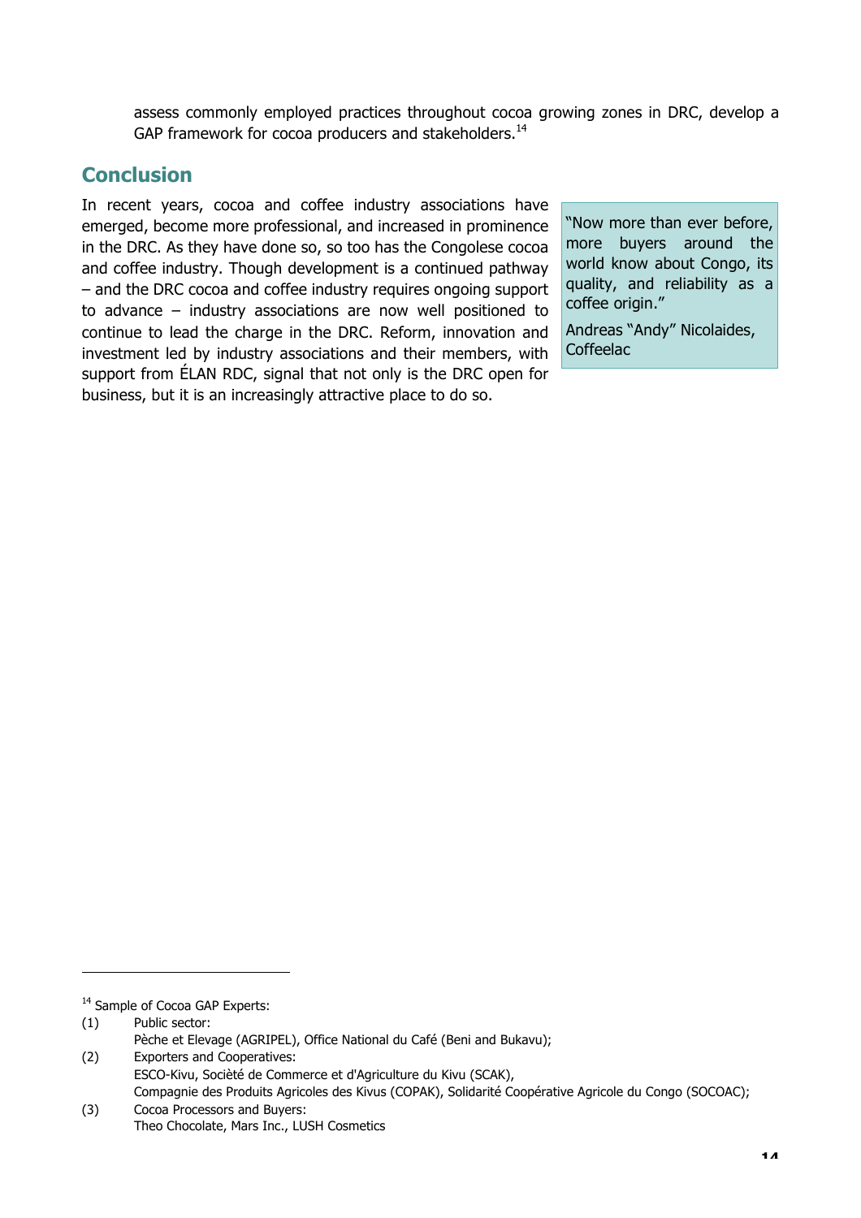assess commonly employed practices throughout cocoa growing zones in DRC, develop a GAP framework for cocoa producers and stakeholders.[14]

## Conclusion

In recent years, cocoa and coffee industry associations have emerged, become more professional, and increased in prominence in the DRC. As they have done so, so too has the Congolese cocoa and coffee industry. Though development is a continued pathway – and the DRC cocoa and coffee industry requires ongoing support to advance – industry associations are now well positioned to continue to lead the charge in the DRC. Reform, innovation and investment led by industry associations and their members, with support from ÉLAN RDC, signal that not only is the DRC open for business, but it is an increasingly attractive place to do so.

> "Now more than ever before, more buyers around the world know about Congo, its quality, and reliability as a coffee origin."
>
> Andreas "Andy" Nicolaides, Coffeelac

---

[14] Sample of Cocoa GAP Experts:

(1) Public sector:
Pèche et Elevage (AGRIPEL), Office National du Café (Beni and Bukavu);

(2) Exporters and Cooperatives:
ESCO-Kivu, Sociètè de Commerce et d'Agriculture du Kivu (SCAK),
Compagnie des Produits Agricoles des Kivus (COPAK), Solidarité Coopérative Agricole du Congo (SOCOAC);

(3) Cocoa Processors and Buyers:
Theo Chocolate, Mars Inc., LUSH Cosmetics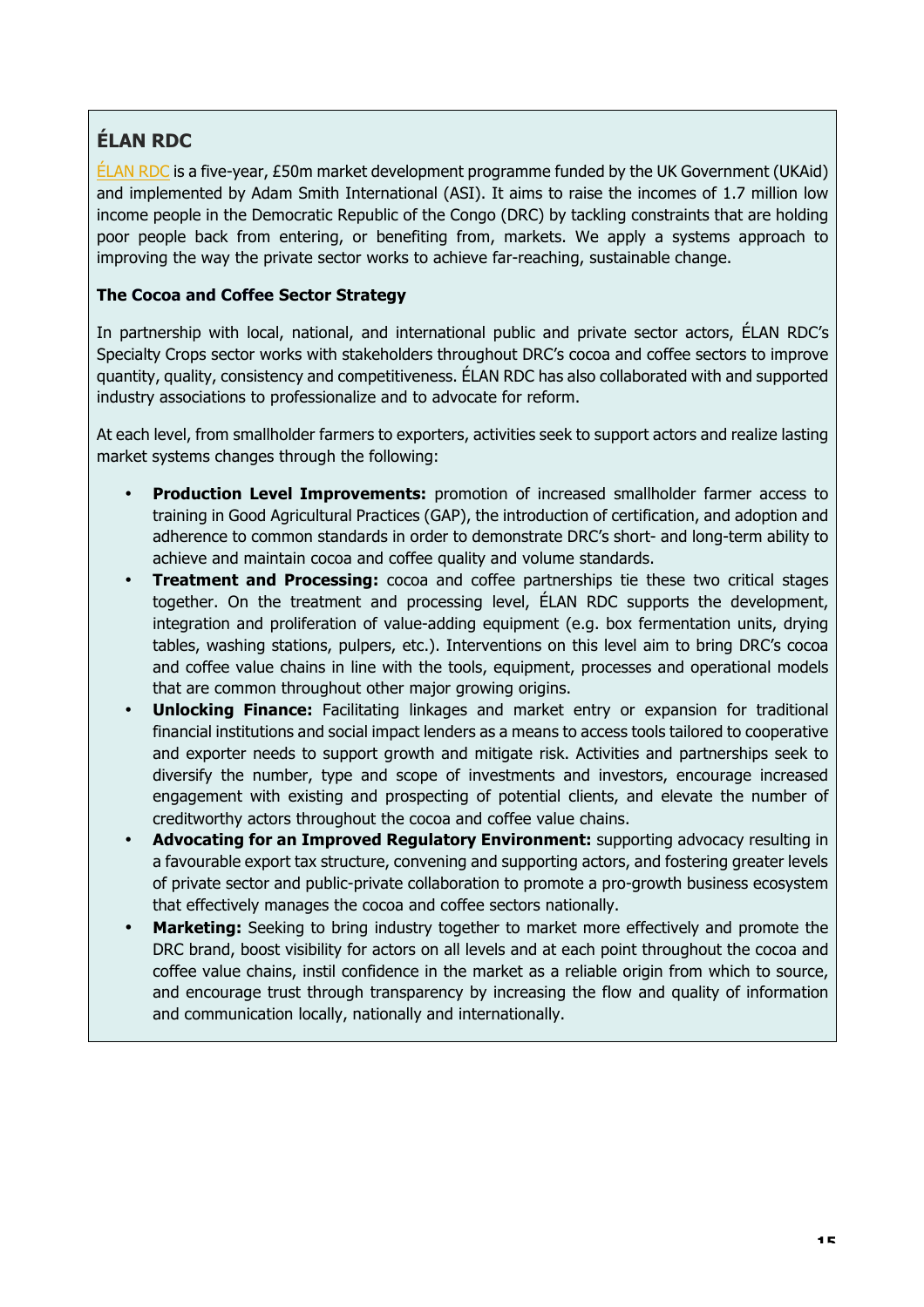## ÉLAN RDC

ÉLAN RDC is a five-year, £50m market development programme funded by the UK Government (UKAid) and implemented by Adam Smith International (ASI). It aims to raise the incomes of 1.7 million low income people in the Democratic Republic of the Congo (DRC) by tackling constraints that are holding poor people back from entering, or benefiting from, markets. We apply a systems approach to improving the way the private sector works to achieve far-reaching, sustainable change.

**The Cocoa and Coffee Sector Strategy**

In partnership with local, national, and international public and private sector actors, ÉLAN RDC's Specialty Crops sector works with stakeholders throughout DRC's cocoa and coffee sectors to improve quantity, quality, consistency and competitiveness. ÉLAN RDC has also collaborated with and supported industry associations to professionalize and to advocate for reform.

At each level, from smallholder farmers to exporters, activities seek to support actors and realize lasting market systems changes through the following:

- **Production Level Improvements:** promotion of increased smallholder farmer access to training in Good Agricultural Practices (GAP), the introduction of certification, and adoption and adherence to common standards in order to demonstrate DRC's short- and long-term ability to achieve and maintain cocoa and coffee quality and volume standards.
- **Treatment and Processing:** cocoa and coffee partnerships tie these two critical stages together. On the treatment and processing level, ÉLAN RDC supports the development, integration and proliferation of value-adding equipment (e.g. box fermentation units, drying tables, washing stations, pulpers, etc.). Interventions on this level aim to bring DRC's cocoa and coffee value chains in line with the tools, equipment, processes and operational models that are common throughout other major growing origins.
- **Unlocking Finance:** Facilitating linkages and market entry or expansion for traditional financial institutions and social impact lenders as a means to access tools tailored to cooperative and exporter needs to support growth and mitigate risk. Activities and partnerships seek to diversify the number, type and scope of investments and investors, encourage increased engagement with existing and prospecting of potential clients, and elevate the number of creditworthy actors throughout the cocoa and coffee value chains.
- **Advocating for an Improved Regulatory Environment:** supporting advocacy resulting in a favourable export tax structure, convening and supporting actors, and fostering greater levels of private sector and public-private collaboration to promote a pro-growth business ecosystem that effectively manages the cocoa and coffee sectors nationally.
- **Marketing:** Seeking to bring industry together to market more effectively and promote the DRC brand, boost visibility for actors on all levels and at each point throughout the cocoa and coffee value chains, instil confidence in the market as a reliable origin from which to source, and encourage trust through transparency by increasing the flow and quality of information and communication locally, nationally and internationally.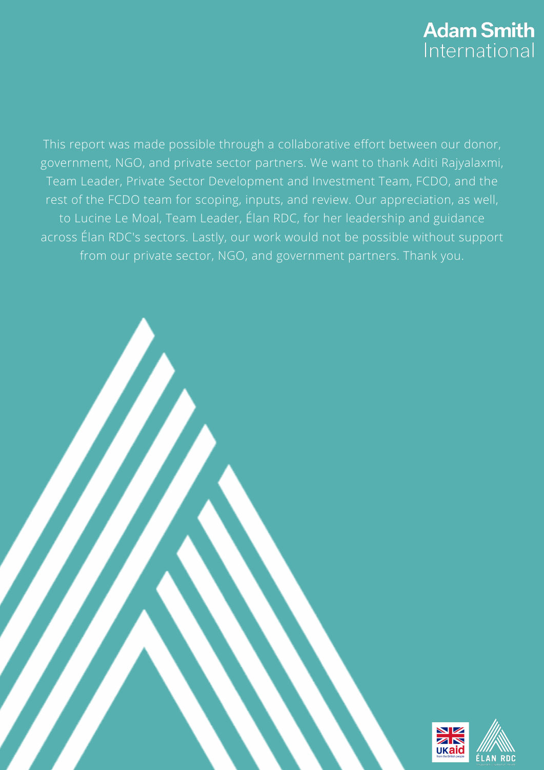This report was made possible through a collaborative effort between our donor, government, NGO, and private sector partners. We want to thank Aditi Rajyalaxmi, Team Leader, Private Sector Development and Investment Team, FCDO, and the rest of the FCDO team for scoping, inputs, and review. Our appreciation, as well, to Lucine Le Moal, Team Leader, Élan RDC, for her leadership and guidance across Élan RDC's sectors. Lastly, our work would not be possible without support from our private sector, NGO, and government partners. Thank you.